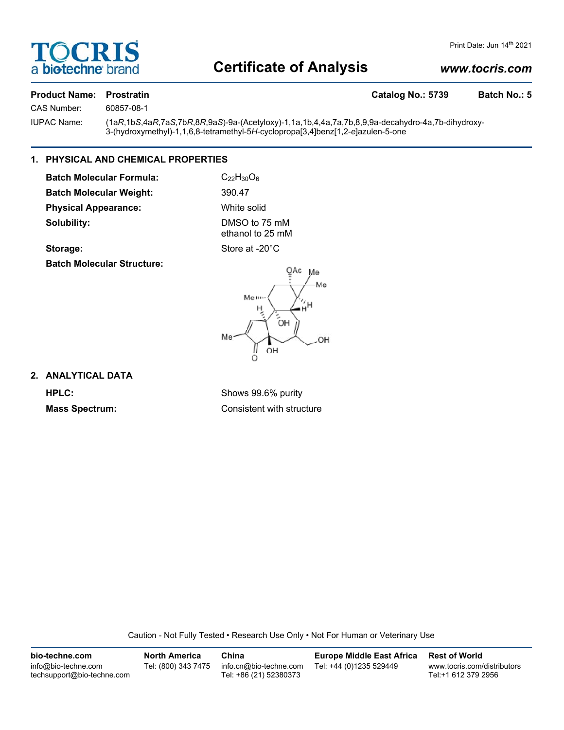# Certificate of Analysis

**Product Name:** Prostratin **Catalog No.:** 5739 **Batch No.:** 5

CAS Number: 60857-08-1

IUPAC Name: (1a*R*,1b*S*,4a*R*,7a*S*,7b*R*,8*R*,9a*S*)-9a-(Acetyloxy)-1,1a,1b,4,4a,7a,7b,8,9,9a-decahydro-4a,7b-dihydroxy-3-(hydroxymethyl)-1,1,6,8-tetramethyl-5*H*-cyclopropa[3,4]benz[1,2-*e*]azulen-5-one

## 1. PHYSICAL AND CHEMICAL PROPERTIES

**Batch Molecular Formula:** $C_{22}H_{30}O_6$

**Batch Molecular Weight:** 390.47

**Physical Appearance:** White solid

**Solubility:** DMSO to 75 mM
ethanol to 25 mM

**Storage:** Store at -20°C

**Batch Molecular Structure:**

## 2. ANALYTICAL DATA

**HPLC:** Shows 99.6% purity

**Mass Spectrum:** Consistent with structure

Caution - Not Fully Tested • Research Use Only • Not For Human or Veterinary Use

| bio-techne.com | North America | China | Europe Middle East Africa | Rest of World |
|---|---|---|---|---|
| info@bio-techne.com<br>techsupport@bio-techne.com | Tel: (800) 343 7475 | info.cn@bio-techne.com<br>Tel: +86 (21) 52380373 | Tel: +44 (0)1235 529449 | www.tocris.com/distributors<br>Tel:+1 612 379 2956 |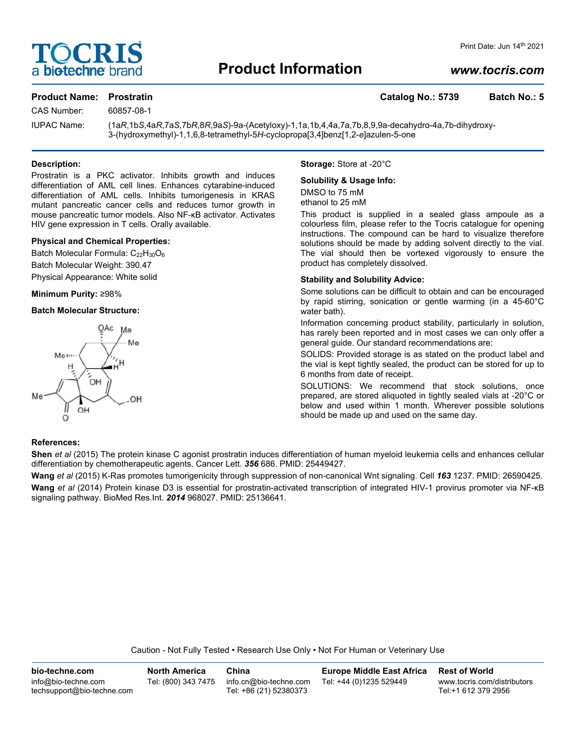# Product Information

**Product Name:** Prostratin **Catalog No.:** 5739 **Batch No.:** 5

CAS Number: 60857-08-1

IUPAC Name: (1a*R*,1b*S*,4a*R*,7a*S*,7b*R*,8*R*,9a*S*)-9a-(Acetyloxy)-1,1a,1b,4,4a,7a,7b,8,9,9a-decahydro-4a,7b-dihydroxy-3-(hydroxymethyl)-1,1,6,8-tetramethyl-5*H*-cyclopropa[3,4]benz[1,2-*e*]azulen-5-one

### Description:

Prostratin is a PKC activator. Inhibits growth and induces differentiation of AML cell lines. Enhances cytarabine-induced differentiation of AML cells. Inhibits tumorigenesis in KRAS mutant pancreatic cancer cells and reduces tumor growth in mouse pancreatic tumor models. Also NF-κB activator. Activates HIV gene expression in T cells. Orally available.

### Physical and Chemical Properties:

Batch Molecular Formula: $C_{22}H_{30}O_6$

Batch Molecular Weight: 390.47

Physical Appearance: White solid

**Minimum Purity:** ≥98%

### Batch Molecular Structure:

OAc
Me
Me
Me
H
H
OH
H
Me
OH
O
OH

**Storage:** Store at -20°C

### Solubility & Usage Info:

DMSO to 75 mM

ethanol to 25 mM

This product is supplied in a sealed glass ampoule as a colourless film, please refer to the Tocris catalogue for opening instructions. The compound can be hard to visualize therefore solutions should be made by adding solvent directly to the vial. The vial should then be vortexed vigorously to ensure the product has completely dissolved.

### Stability and Solubility Advice:

Some solutions can be difficult to obtain and can be encouraged by rapid stirring, sonication or gentle warming (in a 45-60°C water bath).

Information concerning product stability, particularly in solution, has rarely been reported and in most cases we can only offer a general guide. Our standard recommendations are:

SOLIDS: Provided storage is as stated on the product label and the vial is kept tightly sealed, the product can be stored for up to 6 months from date of receipt.

SOLUTIONS: We recommend that stock solutions, once prepared, are stored aliquoted in tightly sealed vials at -20°C or below and used within 1 month. Wherever possible solutions should be made up and used on the same day.

### References:

**Shen** *et al* (2015) The protein kinase C agonist prostratin induces differentiation of human myeloid leukemia cells and enhances cellular differentiation by chemotherapeutic agents. Cancer Lett. ***356*** 686. PMID: 25449427.

**Wang** *et al* (2015) K-Ras promotes tumorigenicity through suppression of non-canonical Wnt signaling. Cell ***163*** 1237. PMID: 26590425.

**Wang** *et al* (2014) Protein kinase D3 is essential for prostratin-activated transcription of integrated HIV-1 provirus promoter via NF-κB signaling pathway. BioMed Res.Int. ***2014*** 968027. PMID: 25136641.

Caution - Not Fully Tested • Research Use Only • Not For Human or Veterinary Use